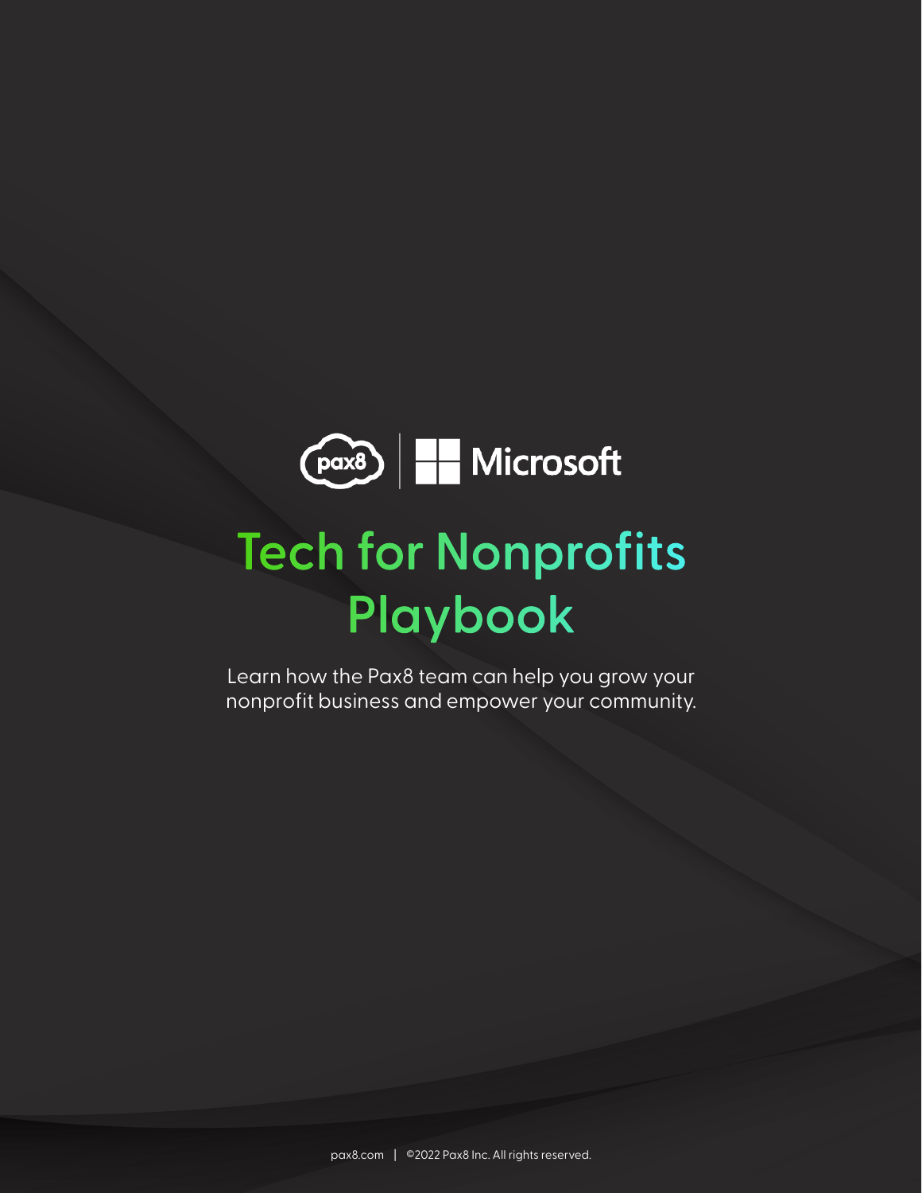# Tech for Nonprofits Playbook

Learn how the Pax8 team can help you grow your nonprofit business and empower your community.

pax8.com | ©2022 Pax8 Inc. All rights reserved.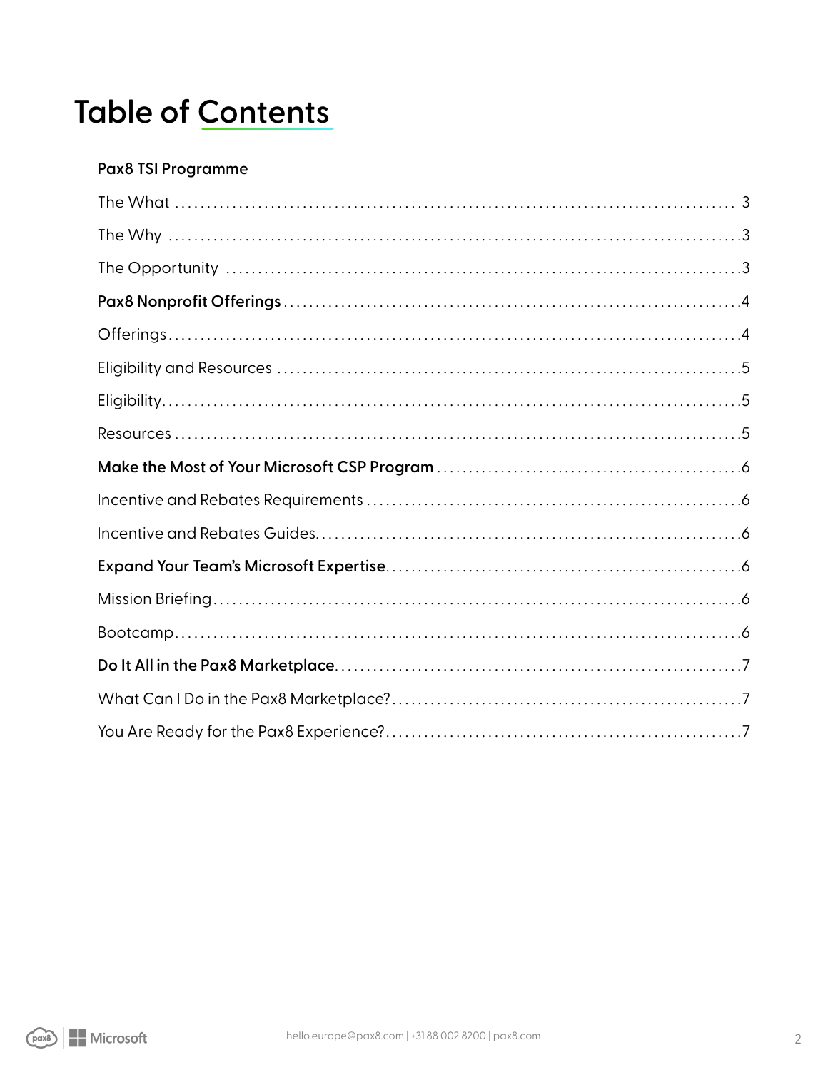# Table of Contents

**Pax8 TSI Programme**

The What ........................................................................................ 3

The Why ........................................................................................ 3

The Opportunity ........................................................................................ 3

**Pax8 Nonprofit Offerings** ........................................................................................ 4

Offerings ........................................................................................ 4

Eligibility and Resources ........................................................................................ 5

Eligibility ........................................................................................ 5

Resources ........................................................................................ 5

**Make the Most of Your Microsoft CSP Program** ........................................................................................ 6

Incentive and Rebates Requirements ........................................................................................ 6

Incentive and Rebates Guides ........................................................................................ 6

**Expand Your Team's Microsoft Expertise** ........................................................................................ 6

Mission Briefing ........................................................................................ 6

Bootcamp ........................................................................................ 6

**Do It All in the Pax8 Marketplace** ........................................................................................ 7

What Can I Do in the Pax8 Marketplace? ........................................................................................ 7

You Are Ready for the Pax8 Experience? ........................................................................................ 7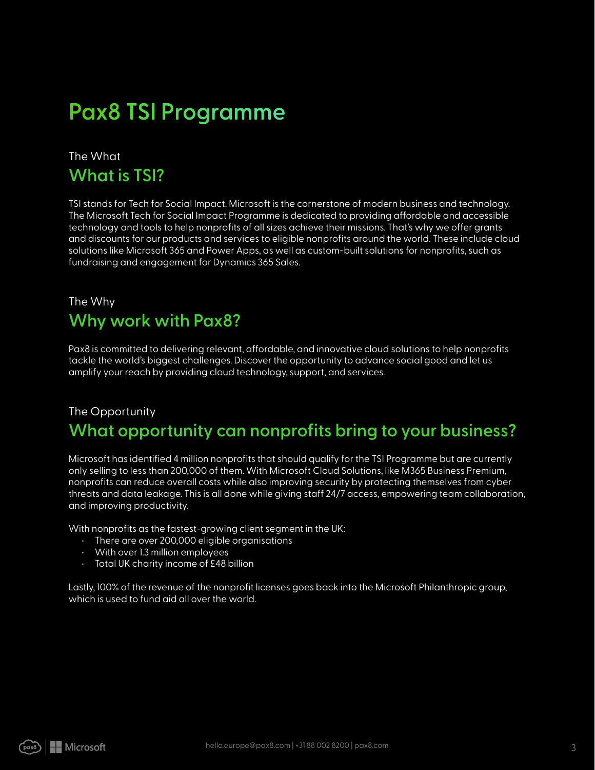# Pax8 TSI Programme

The What

## What is TSI?

TSI stands for Tech for Social Impact. Microsoft is the cornerstone of modern business and technology. The Microsoft Tech for Social Impact Programme is dedicated to providing affordable and accessible technology and tools to help nonprofits of all sizes achieve their missions. That's why we offer grants and discounts for our products and services to eligible nonprofits around the world. These include cloud solutions like Microsoft 365 and Power Apps, as well as custom-built solutions for nonprofits, such as fundraising and engagement for Dynamics 365 Sales.

The Why

## Why work with Pax8?

Pax8 is committed to delivering relevant, affordable, and innovative cloud solutions to help nonprofits tackle the world's biggest challenges. Discover the opportunity to advance social good and let us amplify your reach by providing cloud technology, support, and services.

The Opportunity

## What opportunity can nonprofits bring to your business?

Microsoft has identified 4 million nonprofits that should qualify for the TSI Programme but are currently only selling to less than 200,000 of them. With Microsoft Cloud Solutions, like M365 Business Premium, nonprofits can reduce overall costs while also improving security by protecting themselves from cyber threats and data leakage. This is all done while giving staff 24/7 access, empowering team collaboration, and improving productivity.

With nonprofits as the fastest-growing client segment in the UK:

- There are over 200,000 eligible organisations
- With over 1.3 million employees
- Total UK charity income of £48 billion

Lastly, 100% of the revenue of the nonprofit licenses goes back into the Microsoft Philanthropic group, which is used to fund aid all over the world.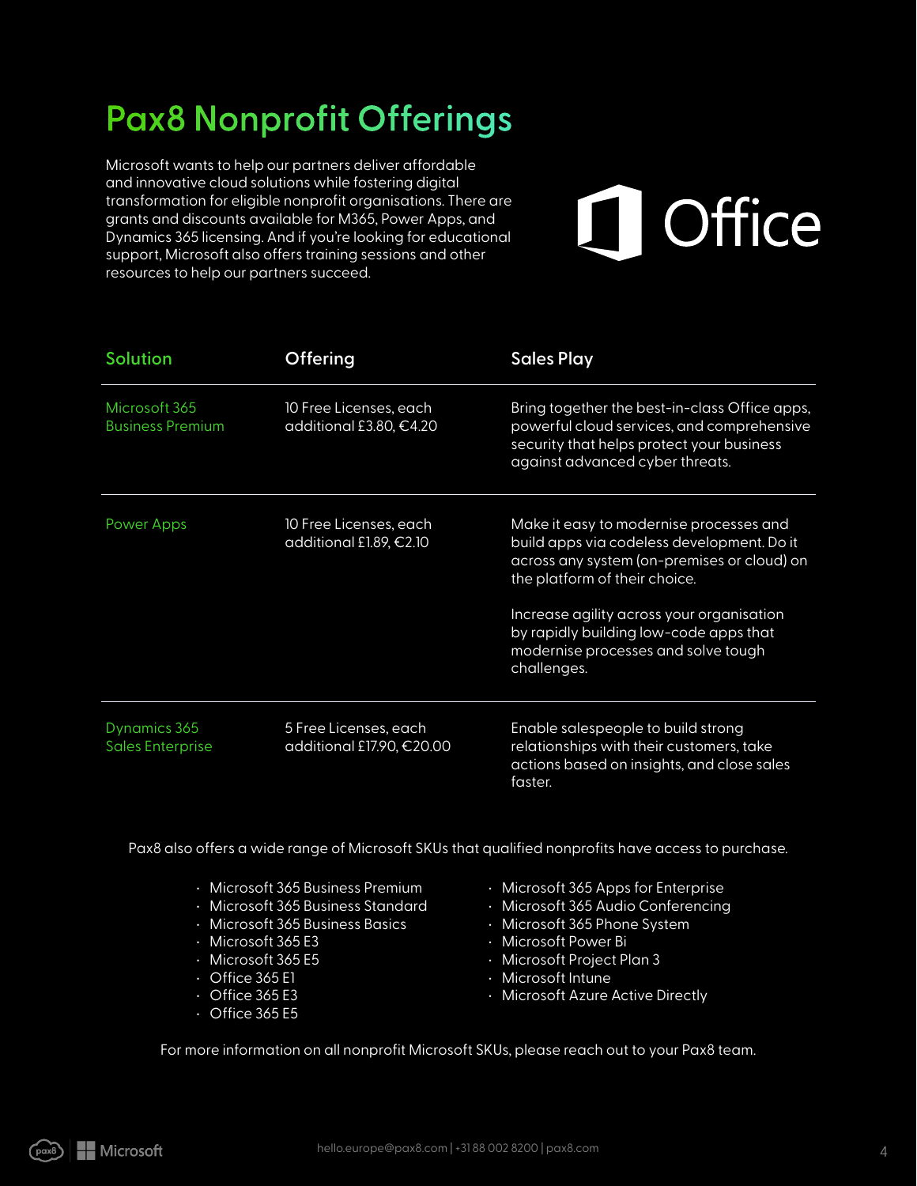# Pax8 Nonprofit Offerings

Microsoft wants to help our partners deliver affordable and innovative cloud solutions while fostering digital transformation for eligible nonprofit organisations. There are grants and discounts available for M365, Power Apps, and Dynamics 365 licensing. And if you're looking for educational support, Microsoft also offers training sessions and other resources to help our partners succeed.

| Solution | Offering | Sales Play |
|---|---|---|
| Microsoft 365 Business Premium | 10 Free Licenses, each additional £3.80, €4.20 | Bring together the best-in-class Office apps, powerful cloud services, and comprehensive security that helps protect your business against advanced cyber threats. |
| Power Apps | 10 Free Licenses, each additional £1.89, €2.10 | Make it easy to modernise processes and build apps via codeless development. Do it across any system (on-premises or cloud) on the platform of their choice.<br><br>Increase agility across your organisation by rapidly building low-code apps that modernise processes and solve tough challenges. |
| Dynamics 365 Sales Enterprise | 5 Free Licenses, each additional £17.90, €20.00 | Enable salespeople to build strong relationships with their customers, take actions based on insights, and close sales faster. |

Pax8 also offers a wide range of Microsoft SKUs that qualified nonprofits have access to purchase.

- Microsoft 365 Business Premium
- Microsoft 365 Business Standard
- Microsoft 365 Business Basics
- Microsoft 365 E3
- Microsoft 365 E5
- Office 365 E1
- Office 365 E3
- Office 365 E5
- Microsoft 365 Apps for Enterprise
- Microsoft 365 Audio Conferencing
- Microsoft 365 Phone System
- Microsoft Power Bi
- Microsoft Project Plan 3
- Microsoft Intune
- Microsoft Azure Active Directly

For more information on all nonprofit Microsoft SKUs, please reach out to your Pax8 team.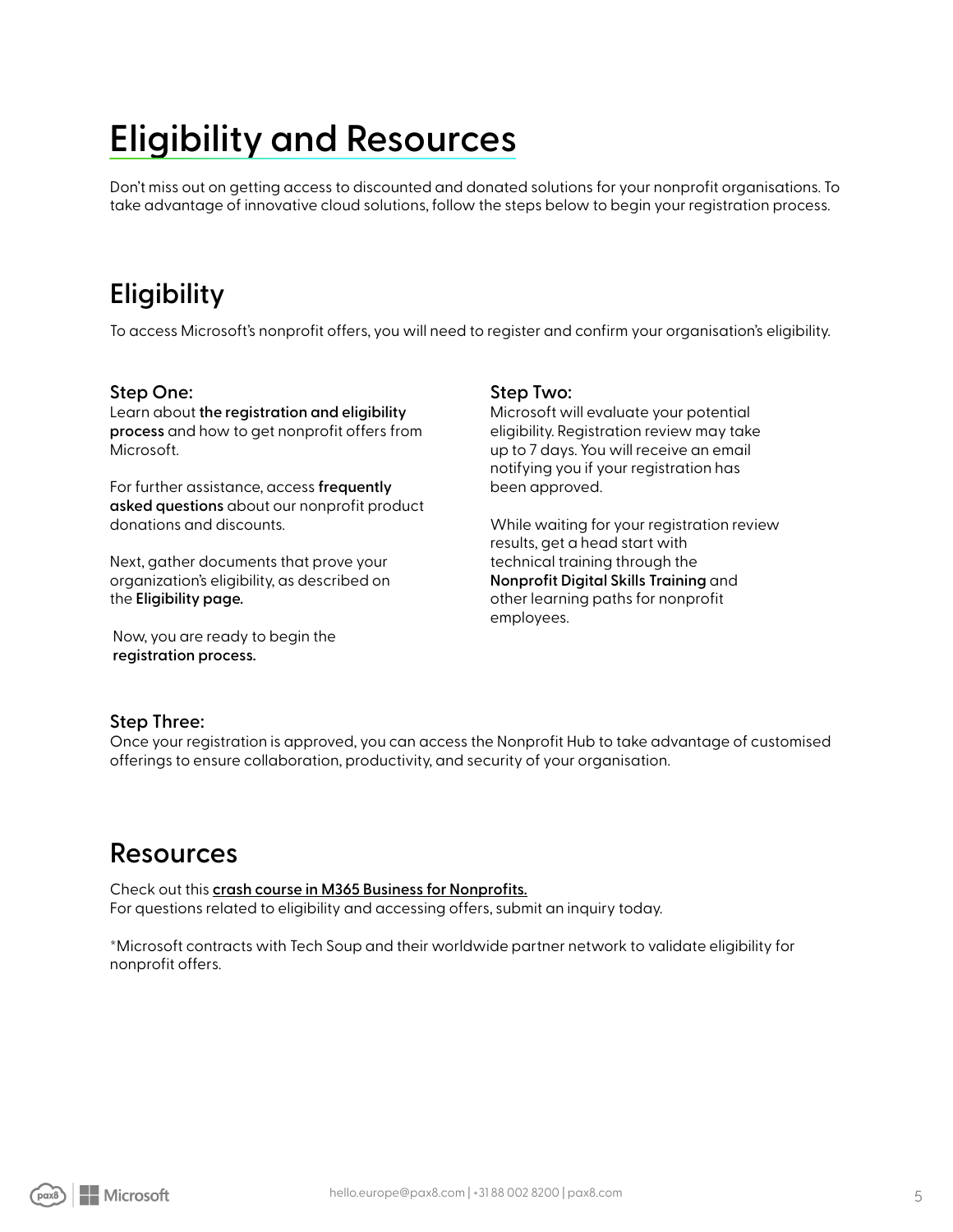# Eligibility and Resources

Don't miss out on getting access to discounted and donated solutions for your nonprofit organisations. To take advantage of innovative cloud solutions, follow the steps below to begin your registration process.

## Eligibility

To access Microsoft's nonprofit offers, you will need to register and confirm your organisation's eligibility.

### Step One:

Learn about **the registration and eligibility process** and how to get nonprofit offers from Microsoft.

For further assistance, access **frequently asked questions** about our nonprofit product donations and discounts.

Next, gather documents that prove your organization's eligibility, as described on the **Eligibility page.**

Now, you are ready to begin the **registration process.**

### Step Two:

Microsoft will evaluate your potential eligibility. Registration review may take up to 7 days. You will receive an email notifying you if your registration has been approved.

While waiting for your registration review results, get a head start with technical training through the **Nonprofit Digital Skills Training** and other learning paths for nonprofit employees.

### Step Three:

Once your registration is approved, you can access the Nonprofit Hub to take advantage of customised offerings to ensure collaboration, productivity, and security of your organisation.

## Resources

Check out this **crash course in M365 Business for Nonprofits.**
For questions related to eligibility and accessing offers, submit an inquiry today.

*Microsoft contracts with Tech Soup and their worldwide partner network to validate eligibility for nonprofit offers.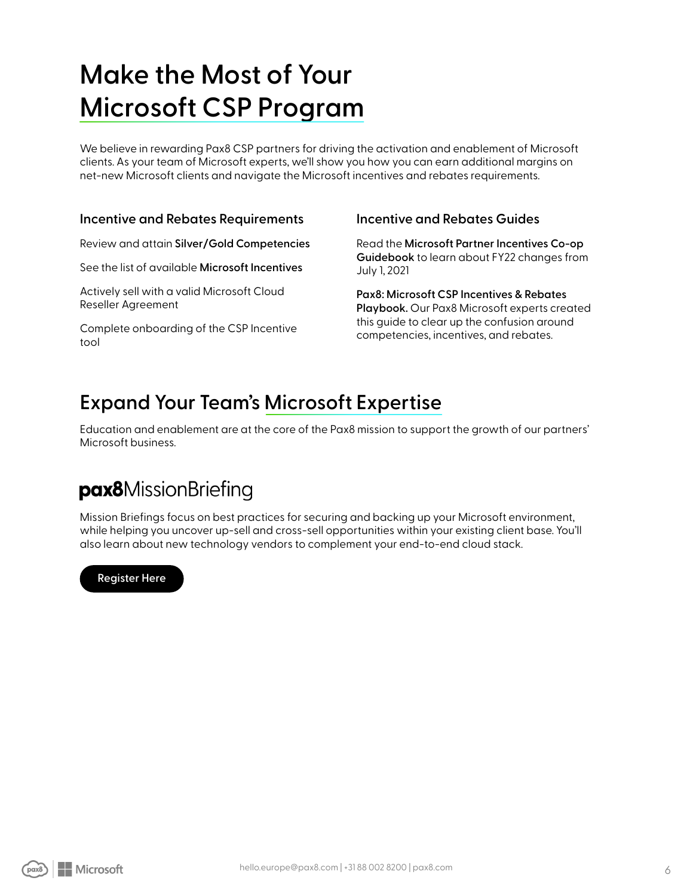# Make the Most of Your Microsoft CSP Program

We believe in rewarding Pax8 CSP partners for driving the activation and enablement of Microsoft clients. As your team of Microsoft experts, we'll show you how you can earn additional margins on net-new Microsoft clients and navigate the Microsoft incentives and rebates requirements.

### Incentive and Rebates Requirements

Review and attain **Silver/Gold Competencies**

See the list of available **Microsoft Incentives**

Actively sell with a valid Microsoft Cloud Reseller Agreement

Complete onboarding of the CSP Incentive tool

### Incentive and Rebates Guides

Read the **Microsoft Partner Incentives Co-op Guidebook** to learn about FY22 changes from July 1, 2021

**Pax8: Microsoft CSP Incentives & Rebates Playbook.** Our Pax8 Microsoft experts created this guide to clear up the confusion around competencies, incentives, and rebates.

## Expand Your Team's Microsoft Expertise

Education and enablement are at the core of the Pax8 mission to support the growth of our partners' Microsoft business.

## pax8MissionBriefing

Mission Briefings focus on best practices for securing and backing up your Microsoft environment, while helping you uncover up-sell and cross-sell opportunities within your existing client base. You'll also learn about new technology vendors to complement your end-to-end cloud stack.

Register Here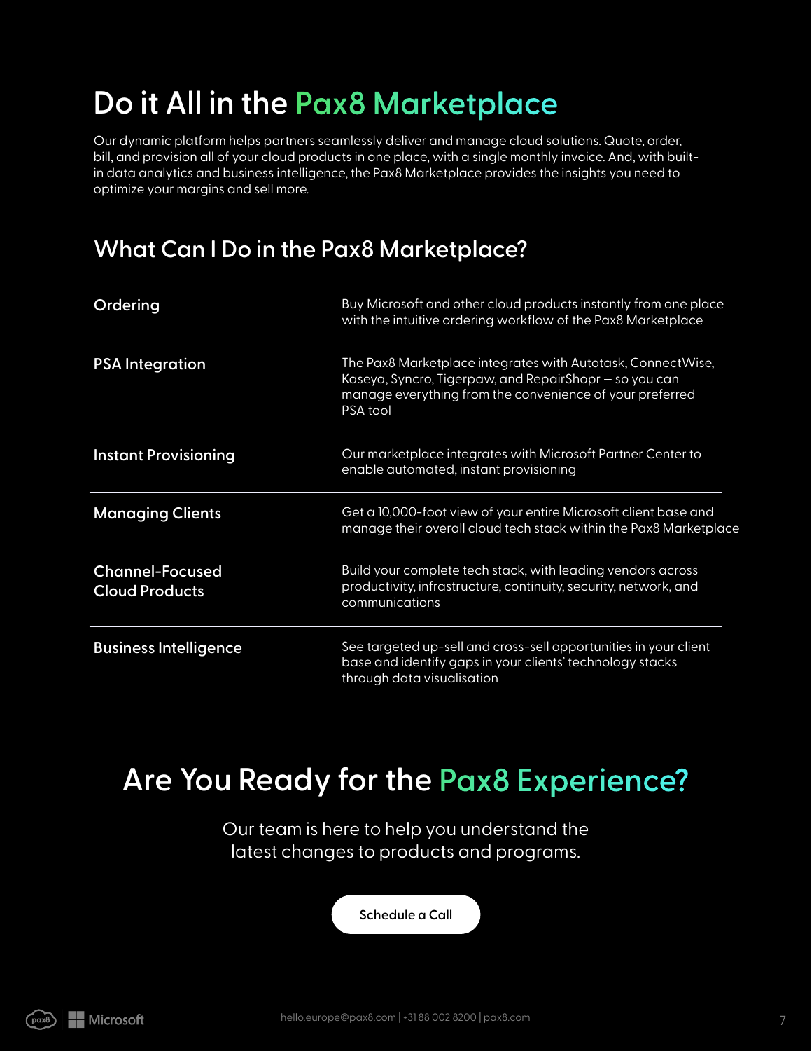# Do it All in the Pax8 Marketplace

Our dynamic platform helps partners seamlessly deliver and manage cloud solutions. Quote, order, bill, and provision all of your cloud products in one place, with a single monthly invoice. And, with built-in data analytics and business intelligence, the Pax8 Marketplace provides the insights you need to optimize your margins and sell more.

## What Can I Do in the Pax8 Marketplace?

| | |
|---|---|
| **Ordering** | Buy Microsoft and other cloud products instantly from one place with the intuitive ordering workflow of the Pax8 Marketplace |
| **PSA Integration** | The Pax8 Marketplace integrates with Autotask, ConnectWise, Kaseya, Syncro, Tigerpaw, and RepairShopr – so you can manage everything from the convenience of your preferred PSA tool |
| **Instant Provisioning** | Our marketplace integrates with Microsoft Partner Center to enable automated, instant provisioning |
| **Managing Clients** | Get a 10,000-foot view of your entire Microsoft client base and manage their overall cloud tech stack within the Pax8 Marketplace |
| **Channel-Focused Cloud Products** | Build your complete tech stack, with leading vendors across productivity, infrastructure, continuity, security, network, and communications |
| **Business Intelligence** | See targeted up-sell and cross-sell opportunities in your client base and identify gaps in your clients' technology stacks through data visualisation |

# Are You Ready for the Pax8 Experience?

Our team is here to help you understand the latest changes to products and programs.

Schedule a Call

hello.europe@pax8.com | +31 88 002 8200 | pax8.com